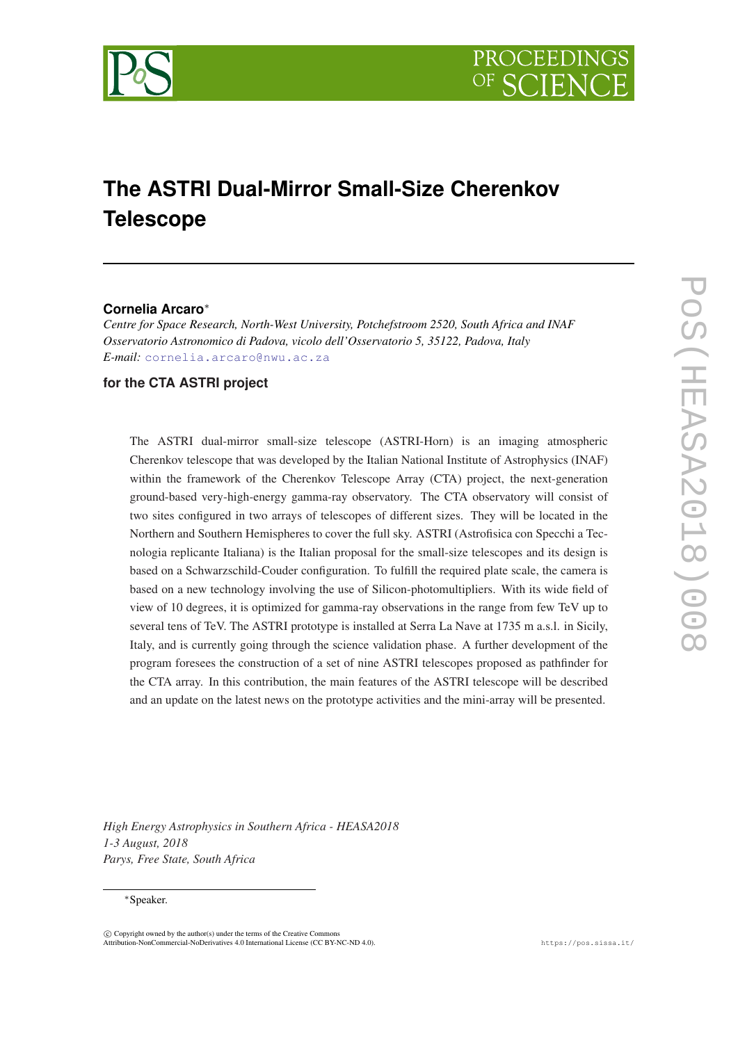# The ASTRI Dual-Mirror Small-Size Cherenkov Telescope

**Cornelia Arcaro***

*Centre for Space Research, North-West University, Potchefstroom 2520, South Africa and INAF Osservatorio Astronomico di Padova, vicolo dell'Osservatorio 5, 35122, Padova, Italy*
*E-mail:* cornelia.arcaro@nwu.ac.za

**for the CTA ASTRI project**

The ASTRI dual-mirror small-size telescope (ASTRI-Horn) is an imaging atmospheric Cherenkov telescope that was developed by the Italian National Institute of Astrophysics (INAF) within the framework of the Cherenkov Telescope Array (CTA) project, the next-generation ground-based very-high-energy gamma-ray observatory. The CTA observatory will consist of two sites configured in two arrays of telescopes of different sizes. They will be located in the Northern and Southern Hemispheres to cover the full sky. ASTRI (Astrofisica con Specchi a Tecnologia replicante Italiana) is the Italian proposal for the small-size telescopes and its design is based on a Schwarzschild-Couder configuration. To fulfill the required plate scale, the camera is based on a new technology involving the use of Silicon-photomultipliers. With its wide field of view of 10 degrees, it is optimized for gamma-ray observations in the range from few TeV up to several tens of TeV. The ASTRI prototype is installed at Serra La Nave at 1735 m a.s.l. in Sicily, Italy, and is currently going through the science validation phase. A further development of the program foresees the construction of a set of nine ASTRI telescopes proposed as pathfinder for the CTA array. In this contribution, the main features of the ASTRI telescope will be described and an update on the latest news on the prototype activities and the mini-array will be presented.

*High Energy Astrophysics in Southern Africa - HEASA2018*
*1-3 August, 2018*
*Parys, Free State, South Africa*

*Speaker.

© Copyright owned by the author(s) under the terms of the Creative Commons Attribution-NonCommercial-NoDerivatives 4.0 International License (CC BY-NC-ND 4.0).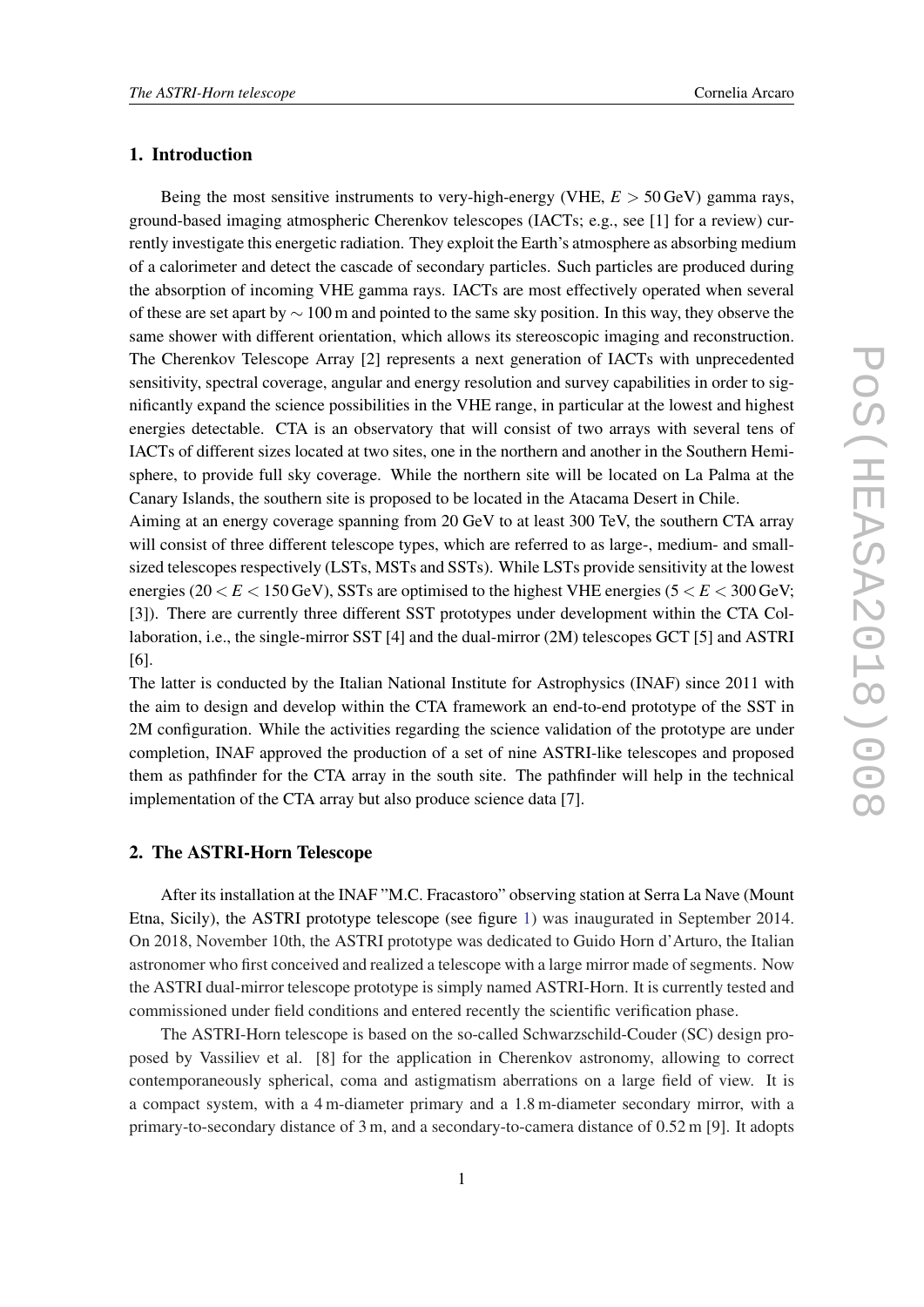## 1. Introduction

Being the most sensitive instruments to very-high-energy (VHE, $E > 50\,\text{GeV}$) gamma rays, ground-based imaging atmospheric Cherenkov telescopes (IACTs; e.g., see [1] for a review) currently investigate this energetic radiation. They exploit the Earth's atmosphere as absorbing medium of a calorimeter and detect the cascade of secondary particles. Such particles are produced during the absorption of incoming VHE gamma rays. IACTs are most effectively operated when several of these are set apart by $\sim 100\,\text{m}$ and pointed to the same sky position. In this way, they observe the same shower with different orientation, which allows its stereoscopic imaging and reconstruction. The Cherenkov Telescope Array [2] represents a next generation of IACTs with unprecedented sensitivity, spectral coverage, angular and energy resolution and survey capabilities in order to significantly expand the science possibilities in the VHE range, in particular at the lowest and highest energies detectable. CTA is an observatory that will consist of two arrays with several tens of IACTs of different sizes located at two sites, one in the northern and another in the Southern Hemisphere, to provide full sky coverage. While the northern site will be located on La Palma at the Canary Islands, the southern site is proposed to be located in the Atacama Desert in Chile.

Aiming at an energy coverage spanning from 20 GeV to at least 300 TeV, the southern CTA array will consist of three different telescope types, which are referred to as large-, medium- and small-sized telescopes respectively (LSTs, MSTs and SSTs). While LSTs provide sensitivity at the lowest energies ($20 < E < 150\,\text{GeV}$), SSTs are optimised to the highest VHE energies ($5 < E < 300\,\text{GeV}$; [3]). There are currently three different SST prototypes under development within the CTA Collaboration, i.e., the single-mirror SST [4] and the dual-mirror (2M) telescopes GCT [5] and ASTRI [6].

The latter is conducted by the Italian National Institute for Astrophysics (INAF) since 2011 with the aim to design and develop within the CTA framework an end-to-end prototype of the SST in 2M configuration. While the activities regarding the science validation of the prototype are under completion, INAF approved the production of a set of nine ASTRI-like telescopes and proposed them as pathfinder for the CTA array in the south site. The pathfinder will help in the technical implementation of the CTA array but also produce science data [7].

## 2. The ASTRI-Horn Telescope

After its installation at the INAF "M.C. Fracastoro" observing station at Serra La Nave (Mount Etna, Sicily), the ASTRI prototype telescope (see figure 1) was inaugurated in September 2014. On 2018, November 10th, the ASTRI prototype was dedicated to Guido Horn d'Arturo, the Italian astronomer who first conceived and realized a telescope with a large mirror made of segments. Now the ASTRI dual-mirror telescope prototype is simply named ASTRI-Horn. It is currently tested and commissioned under field conditions and entered recently the scientific verification phase.

The ASTRI-Horn telescope is based on the so-called Schwarzschild-Couder (SC) design proposed by Vassiliev et al. [8] for the application in Cherenkov astronomy, allowing to correct contemporaneously spherical, coma and astigmatism aberrations on a large field of view. It is a compact system, with a 4 m-diameter primary and a 1.8 m-diameter secondary mirror, with a primary-to-secondary distance of 3 m, and a secondary-to-camera distance of 0.52 m [9]. It adopts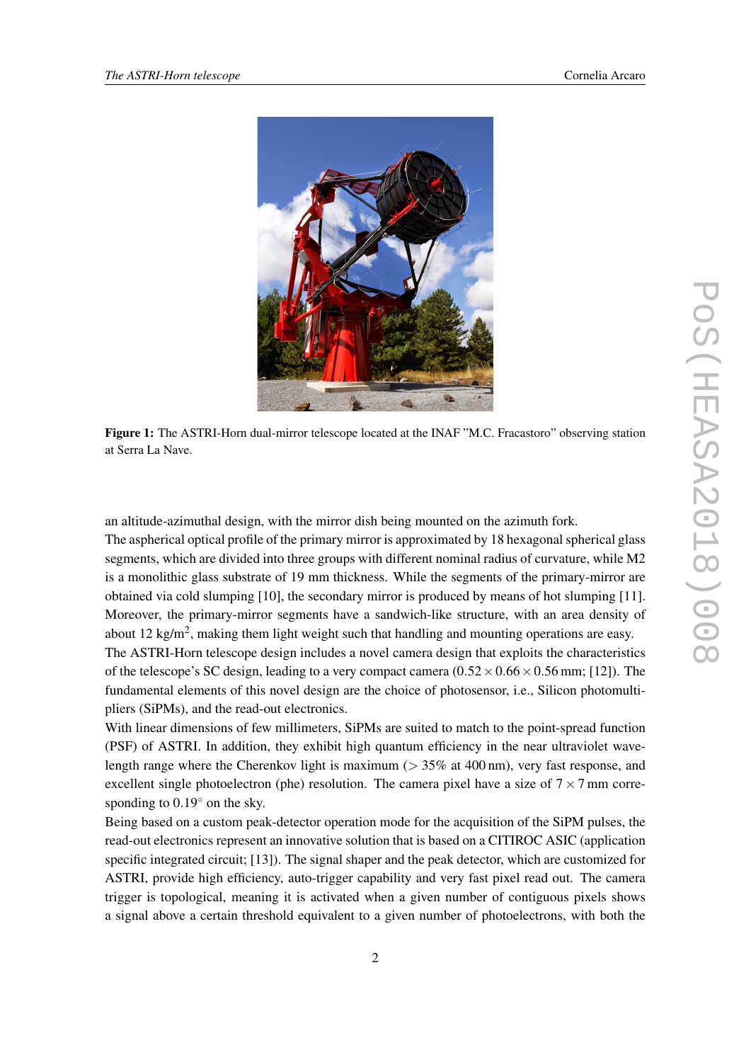**Figure 1:** The ASTRI-Horn dual-mirror telescope located at the INAF "M.C. Fracastoro" observing station at Serra La Nave.

an altitude-azimuthal design, with the mirror dish being mounted on the azimuth fork.
The aspherical optical profile of the primary mirror is approximated by 18 hexagonal spherical glass segments, which are divided into three groups with different nominal radius of curvature, while M2 is a monolithic glass substrate of 19 mm thickness. While the segments of the primary-mirror are obtained via cold slumping [10], the secondary mirror is produced by means of hot slumping [11]. Moreover, the primary-mirror segments have a sandwich-like structure, with an area density of about 12 kg/m$^2$, making them light weight such that handling and mounting operations are easy.
The ASTRI-Horn telescope design includes a novel camera design that exploits the characteristics of the telescope's SC design, leading to a very compact camera ($0.52 \times 0.66 \times 0.56$ mm; [12]). The fundamental elements of this novel design are the choice of photosensor, i.e., Silicon photomultipliers (SiPMs), and the read-out electronics.
With linear dimensions of few millimeters, SiPMs are suited to match to the point-spread function (PSF) of ASTRI. In addition, they exhibit high quantum efficiency in the near ultraviolet wavelength range where the Cherenkov light is maximum ($> 35\%$ at 400 nm), very fast response, and excellent single photoelectron (phe) resolution. The camera pixel have a size of $7 \times 7$ mm corresponding to $0.19^\circ$ on the sky.
Being based on a custom peak-detector operation mode for the acquisition of the SiPM pulses, the read-out electronics represent an innovative solution that is based on a CITIROC ASIC (application specific integrated circuit; [13]). The signal shaper and the peak detector, which are customized for ASTRI, provide high efficiency, auto-trigger capability and very fast pixel read out. The camera trigger is topological, meaning it is activated when a given number of contiguous pixels shows a signal above a certain threshold equivalent to a given number of photoelectrons, with both the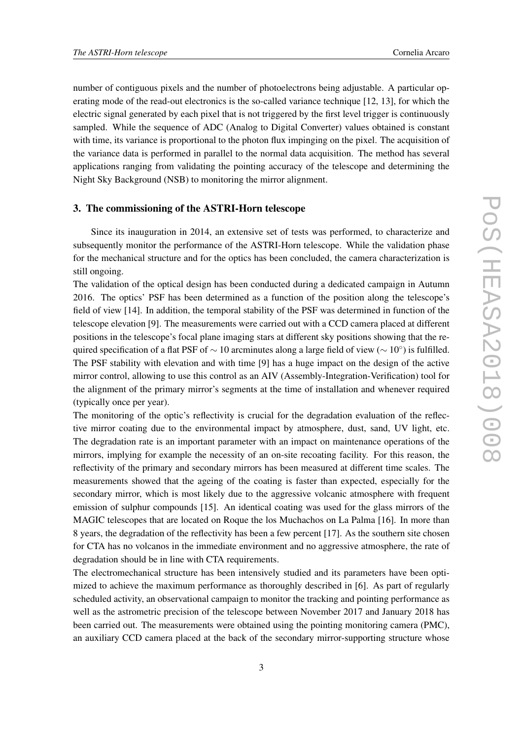number of contiguous pixels and the number of photoelectrons being adjustable. A particular operating mode of the read-out electronics is the so-called variance technique [12, 13], for which the electric signal generated by each pixel that is not triggered by the first level trigger is continuously sampled. While the sequence of ADC (Analog to Digital Converter) values obtained is constant with time, its variance is proportional to the photon flux impinging on the pixel. The acquisition of the variance data is performed in parallel to the normal data acquisition. The method has several applications ranging from validating the pointing accuracy of the telescope and determining the Night Sky Background (NSB) to monitoring the mirror alignment.

## 3. The commissioning of the ASTRI-Horn telescope

Since its inauguration in 2014, an extensive set of tests was performed, to characterize and subsequently monitor the performance of the ASTRI-Horn telescope. While the validation phase for the mechanical structure and for the optics has been concluded, the camera characterization is still ongoing.

The validation of the optical design has been conducted during a dedicated campaign in Autumn 2016. The optics' PSF has been determined as a function of the position along the telescope's field of view [14]. In addition, the temporal stability of the PSF was determined in function of the telescope elevation [9]. The measurements were carried out with a CCD camera placed at different positions in the telescope's focal plane imaging stars at different sky positions showing that the required specification of a flat PSF of $\sim 10$ arcminutes along a large field of view ($\sim 10^{\circ}$) is fulfilled. The PSF stability with elevation and with time [9] has a huge impact on the design of the active mirror control, allowing to use this control as an AIV (Assembly-Integration-Verification) tool for the alignment of the primary mirror's segments at the time of installation and whenever required (typically once per year).

The monitoring of the optic's reflectivity is crucial for the degradation evaluation of the reflective mirror coating due to the environmental impact by atmosphere, dust, sand, UV light, etc. The degradation rate is an important parameter with an impact on maintenance operations of the mirrors, implying for example the necessity of an on-site recoating facility. For this reason, the reflectivity of the primary and secondary mirrors has been measured at different time scales. The measurements showed that the ageing of the coating is faster than expected, especially for the secondary mirror, which is most likely due to the aggressive volcanic atmosphere with frequent emission of sulphur compounds [15]. An identical coating was used for the glass mirrors of the MAGIC telescopes that are located on Roque the los Muchachos on La Palma [16]. In more than 8 years, the degradation of the reflectivity has been a few percent [17]. As the southern site chosen for CTA has no volcanos in the immediate environment and no aggressive atmosphere, the rate of degradation should be in line with CTA requirements.

The electromechanical structure has been intensively studied and its parameters have been optimized to achieve the maximum performance as thoroughly described in [6]. As part of regularly scheduled activity, an observational campaign to monitor the tracking and pointing performance as well as the astrometric precision of the telescope between November 2017 and January 2018 has been carried out. The measurements were obtained using the pointing monitoring camera (PMC), an auxiliary CCD camera placed at the back of the secondary mirror-supporting structure whose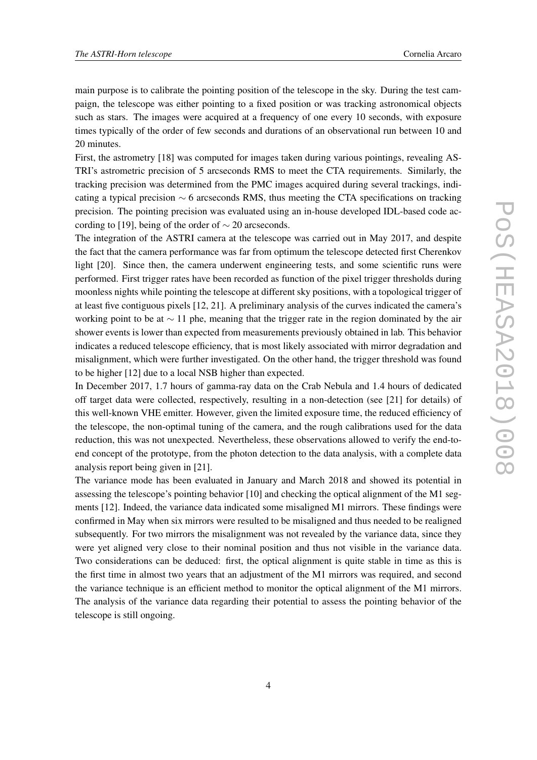main purpose is to calibrate the pointing position of the telescope in the sky. During the test campaign, the telescope was either pointing to a fixed position or was tracking astronomical objects such as stars. The images were acquired at a frequency of one every 10 seconds, with exposure times typically of the order of few seconds and durations of an observational run between 10 and 20 minutes.

First, the astrometry [18] was computed for images taken during various pointings, revealing ASTRI's astrometric precision of 5 arcseconds RMS to meet the CTA requirements. Similarly, the tracking precision was determined from the PMC images acquired during several trackings, indicating a typical precision $\sim 6$ arcseconds RMS, thus meeting the CTA specifications on tracking precision. The pointing precision was evaluated using an in-house developed IDL-based code according to [19], being of the order of $\sim 20$ arcseconds.

The integration of the ASTRI camera at the telescope was carried out in May 2017, and despite the fact that the camera performance was far from optimum the telescope detected first Cherenkov light [20]. Since then, the camera underwent engineering tests, and some scientific runs were performed. First trigger rates have been recorded as function of the pixel trigger thresholds during moonless nights while pointing the telescope at different sky positions, with a topological trigger of at least five contiguous pixels [12, 21]. A preliminary analysis of the curves indicated the camera's working point to be at $\sim 11$ phe, meaning that the trigger rate in the region dominated by the air shower events is lower than expected from measurements previously obtained in lab. This behavior indicates a reduced telescope efficiency, that is most likely associated with mirror degradation and misalignment, which were further investigated. On the other hand, the trigger threshold was found to be higher [12] due to a local NSB higher than expected.

In December 2017, 1.7 hours of gamma-ray data on the Crab Nebula and 1.4 hours of dedicated off target data were collected, respectively, resulting in a non-detection (see [21] for details) of this well-known VHE emitter. However, given the limited exposure time, the reduced efficiency of the telescope, the non-optimal tuning of the camera, and the rough calibrations used for the data reduction, this was not unexpected. Nevertheless, these observations allowed to verify the end-to-end concept of the prototype, from the photon detection to the data analysis, with a complete data analysis report being given in [21].

The variance mode has been evaluated in January and March 2018 and showed its potential in assessing the telescope's pointing behavior [10] and checking the optical alignment of the M1 segments [12]. Indeed, the variance data indicated some misaligned M1 mirrors. These findings were confirmed in May when six mirrors were resulted to be misaligned and thus needed to be realigned subsequently. For two mirrors the misalignment was not revealed by the variance data, since they were yet aligned very close to their nominal position and thus not visible in the variance data. Two considerations can be deduced: first, the optical alignment is quite stable in time as this is the first time in almost two years that an adjustment of the M1 mirrors was required, and second the variance technique is an efficient method to monitor the optical alignment of the M1 mirrors. The analysis of the variance data regarding their potential to assess the pointing behavior of the telescope is still ongoing.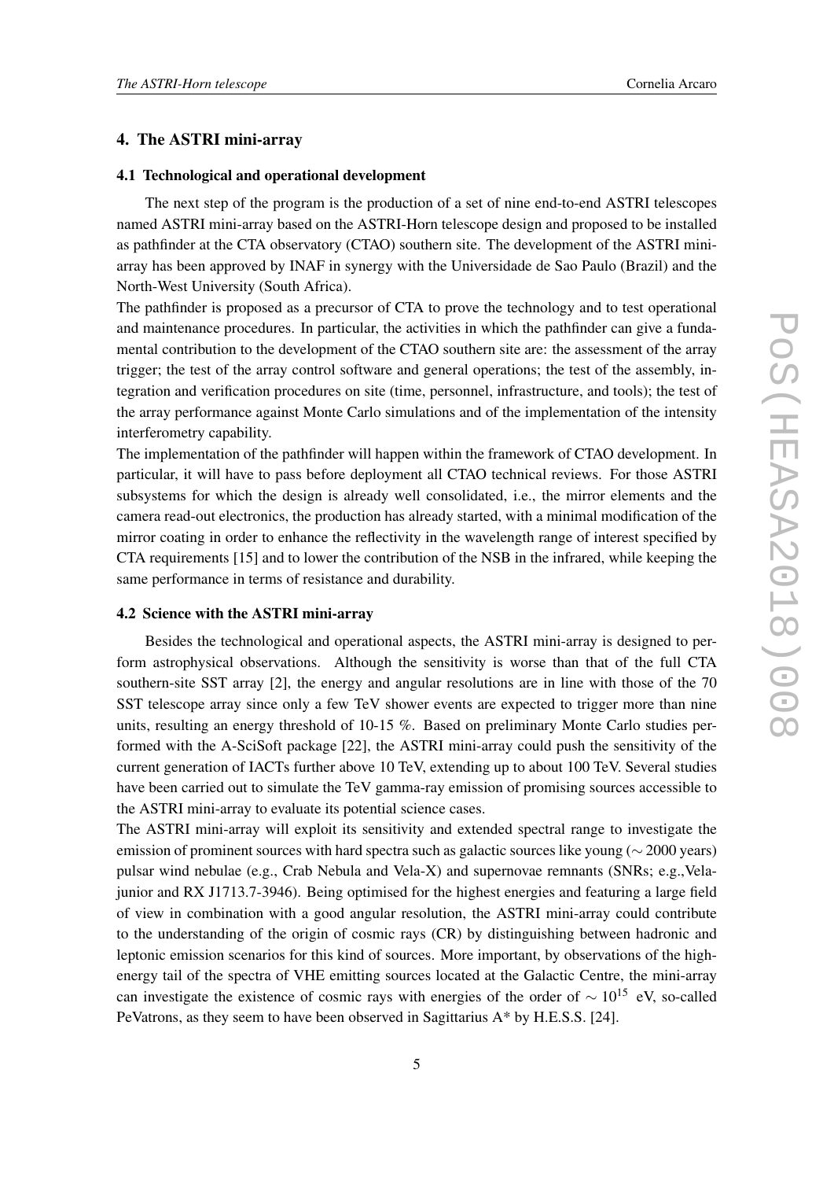## 4. The ASTRI mini-array

### 4.1 Technological and operational development

The next step of the program is the production of a set of nine end-to-end ASTRI telescopes named ASTRI mini-array based on the ASTRI-Horn telescope design and proposed to be installed as pathfinder at the CTA observatory (CTAO) southern site. The development of the ASTRI mini-array has been approved by INAF in synergy with the Universidade de Sao Paulo (Brazil) and the North-West University (South Africa).

The pathfinder is proposed as a precursor of CTA to prove the technology and to test operational and maintenance procedures. In particular, the activities in which the pathfinder can give a fundamental contribution to the development of the CTAO southern site are: the assessment of the array trigger; the test of the array control software and general operations; the test of the assembly, integration and verification procedures on site (time, personnel, infrastructure, and tools); the test of the array performance against Monte Carlo simulations and of the implementation of the intensity interferometry capability.

The implementation of the pathfinder will happen within the framework of CTAO development. In particular, it will have to pass before deployment all CTAO technical reviews. For those ASTRI subsystems for which the design is already well consolidated, i.e., the mirror elements and the camera read-out electronics, the production has already started, with a minimal modification of the mirror coating in order to enhance the reflectivity in the wavelength range of interest specified by CTA requirements [15] and to lower the contribution of the NSB in the infrared, while keeping the same performance in terms of resistance and durability.

### 4.2 Science with the ASTRI mini-array

Besides the technological and operational aspects, the ASTRI mini-array is designed to perform astrophysical observations. Although the sensitivity is worse than that of the full CTA southern-site SST array [2], the energy and angular resolutions are in line with those of the 70 SST telescope array since only a few TeV shower events are expected to trigger more than nine units, resulting an energy threshold of 10-15 %. Based on preliminary Monte Carlo studies performed with the A-SciSoft package [22], the ASTRI mini-array could push the sensitivity of the current generation of IACTs further above 10 TeV, extending up to about 100 TeV. Several studies have been carried out to simulate the TeV gamma-ray emission of promising sources accessible to the ASTRI mini-array to evaluate its potential science cases.

The ASTRI mini-array will exploit its sensitivity and extended spectral range to investigate the emission of prominent sources with hard spectra such as galactic sources like young ($\sim 2000$ years) pulsar wind nebulae (e.g., Crab Nebula and Vela-X) and supernovae remnants (SNRs; e.g.,Vela-junior and RX J1713.7-3946). Being optimised for the highest energies and featuring a large field of view in combination with a good angular resolution, the ASTRI mini-array could contribute to the understanding of the origin of cosmic rays (CR) by distinguishing between hadronic and leptonic emission scenarios for this kind of sources. More important, by observations of the high-energy tail of the spectra of VHE emitting sources located at the Galactic Centre, the mini-array can investigate the existence of cosmic rays with energies of the order of $\sim 10^{15}$ eV, so-called PeVatrons, as they seem to have been observed in Sagittarius A* by H.E.S.S. [24].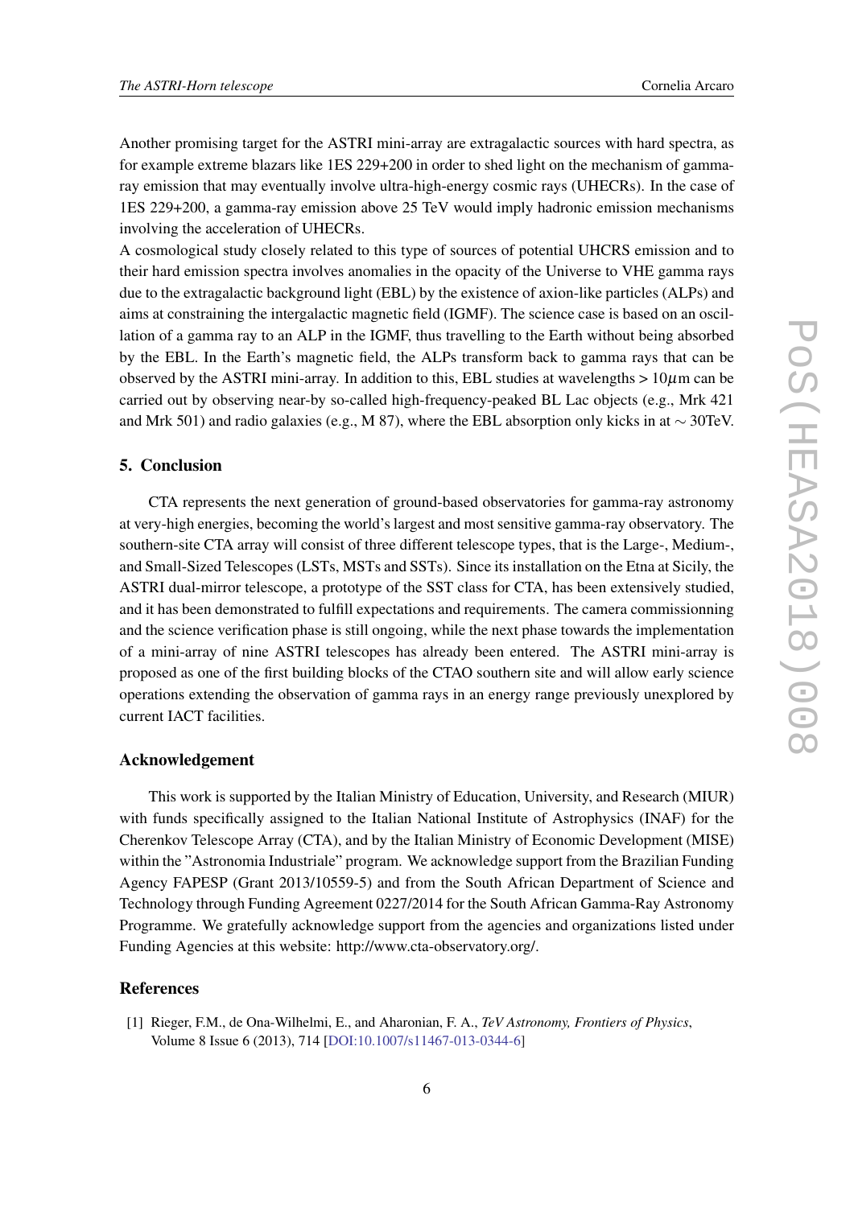Another promising target for the ASTRI mini-array are extragalactic sources with hard spectra, as for example extreme blazars like 1ES 229+200 in order to shed light on the mechanism of gamma-ray emission that may eventually involve ultra-high-energy cosmic rays (UHECRs). In the case of 1ES 229+200, a gamma-ray emission above 25 TeV would imply hadronic emission mechanisms involving the acceleration of UHECRs.
A cosmological study closely related to this type of sources of potential UHCRS emission and to their hard emission spectra involves anomalies in the opacity of the Universe to VHE gamma rays due to the extragalactic background light (EBL) by the existence of axion-like particles (ALPs) and aims at constraining the intergalactic magnetic field (IGMF). The science case is based on an oscillation of a gamma ray to an ALP in the IGMF, thus travelling to the Earth without being absorbed by the EBL. In the Earth's magnetic field, the ALPs transform back to gamma rays that can be observed by the ASTRI mini-array. In addition to this, EBL studies at wavelengths $> 10\mu$m can be carried out by observing near-by so-called high-frequency-peaked BL Lac objects (e.g., Mrk 421 and Mrk 501) and radio galaxies (e.g., M 87), where the EBL absorption only kicks in at $\sim$ 30TeV.

## 5. Conclusion

CTA represents the next generation of ground-based observatories for gamma-ray astronomy at very-high energies, becoming the world's largest and most sensitive gamma-ray observatory. The southern-site CTA array will consist of three different telescope types, that is the Large-, Medium-, and Small-Sized Telescopes (LSTs, MSTs and SSTs). Since its installation on the Etna at Sicily, the ASTRI dual-mirror telescope, a prototype of the SST class for CTA, has been extensively studied, and it has been demonstrated to fulfill expectations and requirements. The camera commissionning and the science verification phase is still ongoing, while the next phase towards the implementation of a mini-array of nine ASTRI telescopes has already been entered. The ASTRI mini-array is proposed as one of the first building blocks of the CTAO southern site and will allow early science operations extending the observation of gamma rays in an energy range previously unexplored by current IACT facilities.

### Acknowledgement

This work is supported by the Italian Ministry of Education, University, and Research (MIUR) with funds specifically assigned to the Italian National Institute of Astrophysics (INAF) for the Cherenkov Telescope Array (CTA), and by the Italian Ministry of Economic Development (MISE) within the "Astronomia Industriale" program. We acknowledge support from the Brazilian Funding Agency FAPESP (Grant 2013/10559-5) and from the South African Department of Science and Technology through Funding Agreement 0227/2014 for the South African Gamma-Ray Astronomy Programme. We gratefully acknowledge support from the agencies and organizations listed under Funding Agencies at this website: http://www.cta-observatory.org/.

## References

[1] Rieger, F.M., de Ona-Wilhelmi, E., and Aharonian, F. A., *TeV Astronomy, Frontiers of Physics*, Volume 8 Issue 6 (2013), 714 [DOI:10.1007/s11467-013-0344-6]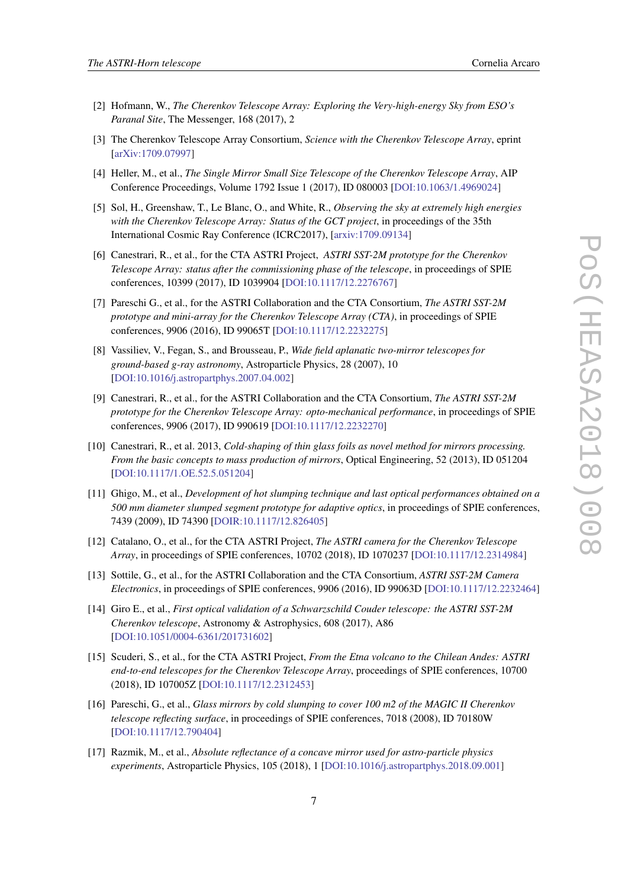[2] Hofmann, W., *The Cherenkov Telescope Array: Exploring the Very-high-energy Sky from ESO's Paranal Site*, The Messenger, 168 (2017), 2

[3] The Cherenkov Telescope Array Consortium, *Science with the Cherenkov Telescope Array*, eprint [arXiv:1709.07997]

[4] Heller, M., et al., *The Single Mirror Small Size Telescope of the Cherenkov Telescope Array*, AIP Conference Proceedings, Volume 1792 Issue 1 (2017), ID 080003 [DOI:10.1063/1.4969024]

[5] Sol, H., Greenshaw, T., Le Blanc, O., and White, R., *Observing the sky at extremely high energies with the Cherenkov Telescope Array: Status of the GCT project*, in proceedings of the 35th International Cosmic Ray Conference (ICRC2017), [arxiv:1709.09134]

[6] Canestrari, R., et al., for the CTA ASTRI Project, *ASTRI SST-2M prototype for the Cherenkov Telescope Array: status after the commissioning phase of the telescope*, in proceedings of SPIE conferences, 10399 (2017), ID 1039904 [DOI:10.1117/12.2276767]

[7] Pareschi G., et al., for the ASTRI Collaboration and the CTA Consortium, *The ASTRI SST-2M prototype and mini-array for the Cherenkov Telescope Array (CTA)*, in proceedings of SPIE conferences, 9906 (2016), ID 99065T [DOI:10.1117/12.2232275]

[8] Vassiliev, V., Fegan, S., and Brousseau, P., *Wide field aplanatic two-mirror telescopes for ground-based g-ray astronomy*, Astroparticle Physics, 28 (2007), 10 [DOI:10.1016/j.astropartphys.2007.04.002]

[9] Canestrari, R., et al., for the ASTRI Collaboration and the CTA Consortium, *The ASTRI SST-2M prototype for the Cherenkov Telescope Array: opto-mechanical performance*, in proceedings of SPIE conferences, 9906 (2017), ID 990619 [DOI:10.1117/12.2232270]

[10] Canestrari, R., et al. 2013, *Cold-shaping of thin glass foils as novel method for mirrors processing. From the basic concepts to mass production of mirrors*, Optical Engineering, 52 (2013), ID 051204 [DOI:10.1117/1.OE.52.5.051204]

[11] Ghigo, M., et al., *Development of hot slumping technique and last optical performances obtained on a 500 mm diameter slumped segment prototype for adaptive optics*, in proceedings of SPIE conferences, 7439 (2009), ID 74390 [DOIR:10.1117/12.826405]

[12] Catalano, O., et al., for the CTA ASTRI Project, *The ASTRI camera for the Cherenkov Telescope Array*, in proceedings of SPIE conferences, 10702 (2018), ID 1070237 [DOI:10.1117/12.2314984]

[13] Sottile, G., et al., for the ASTRI Collaboration and the CTA Consortium, *ASTRI SST-2M Camera Electronics*, in proceedings of SPIE conferences, 9906 (2016), ID 99063D [DOI:10.1117/12.2232464]

[14] Giro E., et al., *First optical validation of a Schwarzschild Couder telescope: the ASTRI SST-2M Cherenkov telescope*, Astronomy & Astrophysics, 608 (2017), A86 [DOI:10.1051/0004-6361/201731602]

[15] Scuderi, S., et al., for the CTA ASTRI Project, *From the Etna volcano to the Chilean Andes: ASTRI end-to-end telescopes for the Cherenkov Telescope Array*, proceedings of SPIE conferences, 10700 (2018), ID 107005Z [DOI:10.1117/12.2312453]

[16] Pareschi, G., et al., *Glass mirrors by cold slumping to cover 100 m2 of the MAGIC II Cherenkov telescope reflecting surface*, in proceedings of SPIE conferences, 7018 (2008), ID 70180W [DOI:10.1117/12.790404]

[17] Razmik, M., et al., *Absolute reflectance of a concave mirror used for astro-particle physics experiments*, Astroparticle Physics, 105 (2018), 1 [DOI:10.1016/j.astropartphys.2018.09.001]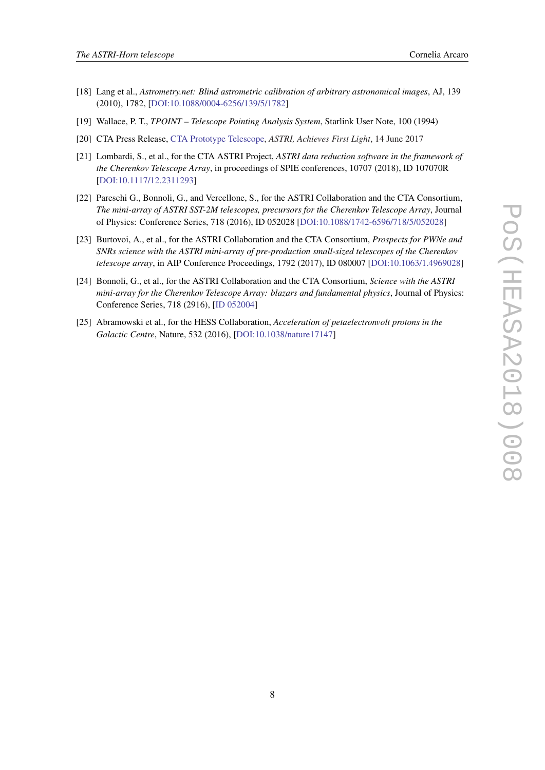[18] Lang et al., *Astrometry.net: Blind astrometric calibration of arbitrary astronomical images*, AJ, 139 (2010), 1782, [DOI:10.1088/0004-6256/139/5/1782]

[19] Wallace, P. T., *TPOINT – Telescope Pointing Analysis System*, Starlink User Note, 100 (1994)

[20] CTA Press Release, CTA Prototype Telescope, *ASTRI, Achieves First Light*, 14 June 2017

[21] Lombardi, S., et al., for the CTA ASTRI Project, *ASTRI data reduction software in the framework of the Cherenkov Telescope Array*, in proceedings of SPIE conferences, 10707 (2018), ID 107070R [DOI:10.1117/12.2311293]

[22] Pareschi G., Bonnoli, G., and Vercellone, S., for the ASTRI Collaboration and the CTA Consortium, *The mini-array of ASTRI SST-2M telescopes, precursors for the Cherenkov Telescope Array*, Journal of Physics: Conference Series, 718 (2016), ID 052028 [DOI:10.1088/1742-6596/718/5/052028]

[23] Burtovoi, A., et al., for the ASTRI Collaboration and the CTA Consortium, *Prospects for PWNe and SNRs science with the ASTRI mini-array of pre-production small-sized telescopes of the Cherenkov telescope array*, in AIP Conference Proceedings, 1792 (2017), ID 080007 [DOI:10.1063/1.4969028]

[24] Bonnoli, G., et al., for the ASTRI Collaboration and the CTA Consortium, *Science with the ASTRI mini-array for the Cherenkov Telescope Array: blazars and fundamental physics*, Journal of Physics: Conference Series, 718 (2916), [ID 052004]

[25] Abramowski et al., for the HESS Collaboration, *Acceleration of petaelectronvolt protons in the Galactic Centre*, Nature, 532 (2016), [DOI:10.1038/nature17147]